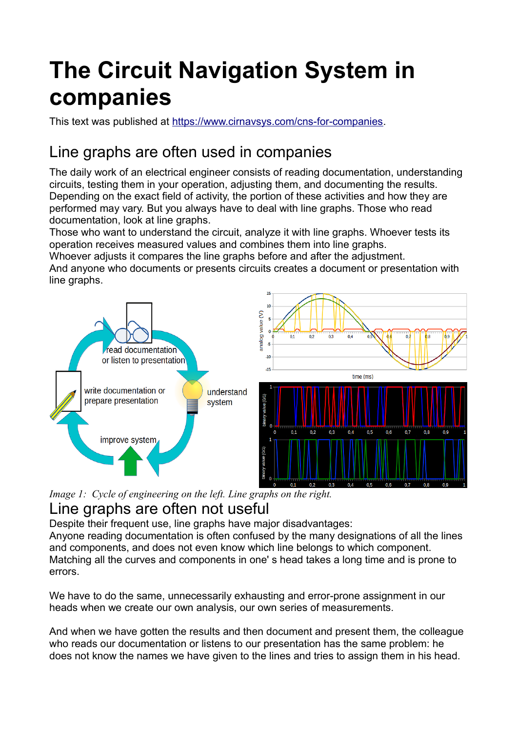# The Circuit Navigation System in companies

This text was published at https://www.cirnavsys.com/cns-for-companies.

## Line graphs are often used in companies

The daily work of an electrical engineer consists of reading documentation, understanding circuits, testing them in your operation, adjusting them, and documenting the results. Depending on the exact field of activity, the portion of these activities and how they are performed may vary. But you always have to deal with line graphs. Those who read documentation, look at line graphs.
Those who want to understand the circuit, analyze it with line graphs. Whoever tests its operation receives measured values and combines them into line graphs.
Whoever adjusts it compares the line graphs before and after the adjustment.
And anyone who documents or presents circuits creates a document or presentation with line graphs.

*Image 1: Cycle of engineering on the left. Line graphs on the right.*

## Line graphs are often not useful

Despite their frequent use, line graphs have major disadvantages:
Anyone reading documentation is often confused by the many designations of all the lines and components, and does not even know which line belongs to which component. Matching all the curves and components in one' s head takes a long time and is prone to errors.

We have to do the same, unnecessarily exhausting and error-prone assignment in our heads when we create our own analysis, our own series of measurements.

And when we have gotten the results and then document and present them, the colleague who reads our documentation or listens to our presentation has the same problem: he does not know the names we have given to the lines and tries to assign them in his head.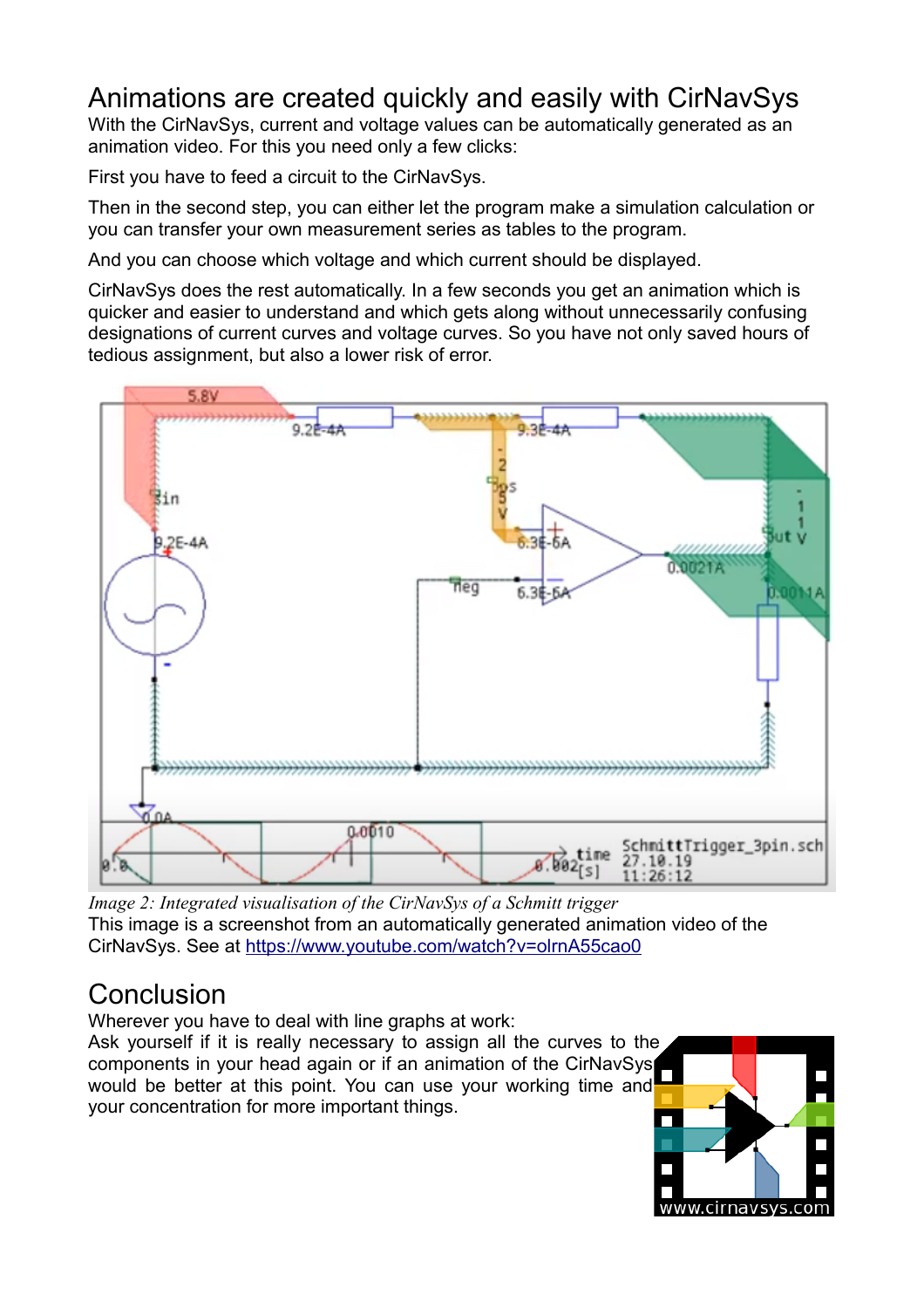# Animations are created quickly and easily with CirNavSys

With the CirNavSys, current and voltage values can be automatically generated as an animation video. For this you need only a few clicks:

First you have to feed a circuit to the CirNavSys.

Then in the second step, you can either let the program make a simulation calculation or you can transfer your own measurement series as tables to the program.

And you can choose which voltage and which current should be displayed.

CirNavSys does the rest automatically. In a few seconds you get an animation which is quicker and easier to understand and which gets along without unnecessarily confusing designations of current curves and voltage curves. So you have not only saved hours of tedious assignment, but also a lower risk of error.

*Image 2: Integrated visualisation of the CirNavSys of a Schmitt trigger*

This image is a screenshot from an automatically generated animation video of the CirNavSys. See at https://www.youtube.com/watch?v=olrnA55cao0

# Conclusion

Wherever you have to deal with line graphs at work:

Ask yourself if it is really necessary to assign all the curves to the components in your head again or if an animation of the CirNavSys would be better at this point. You can use your working time and your concentration for more important things.